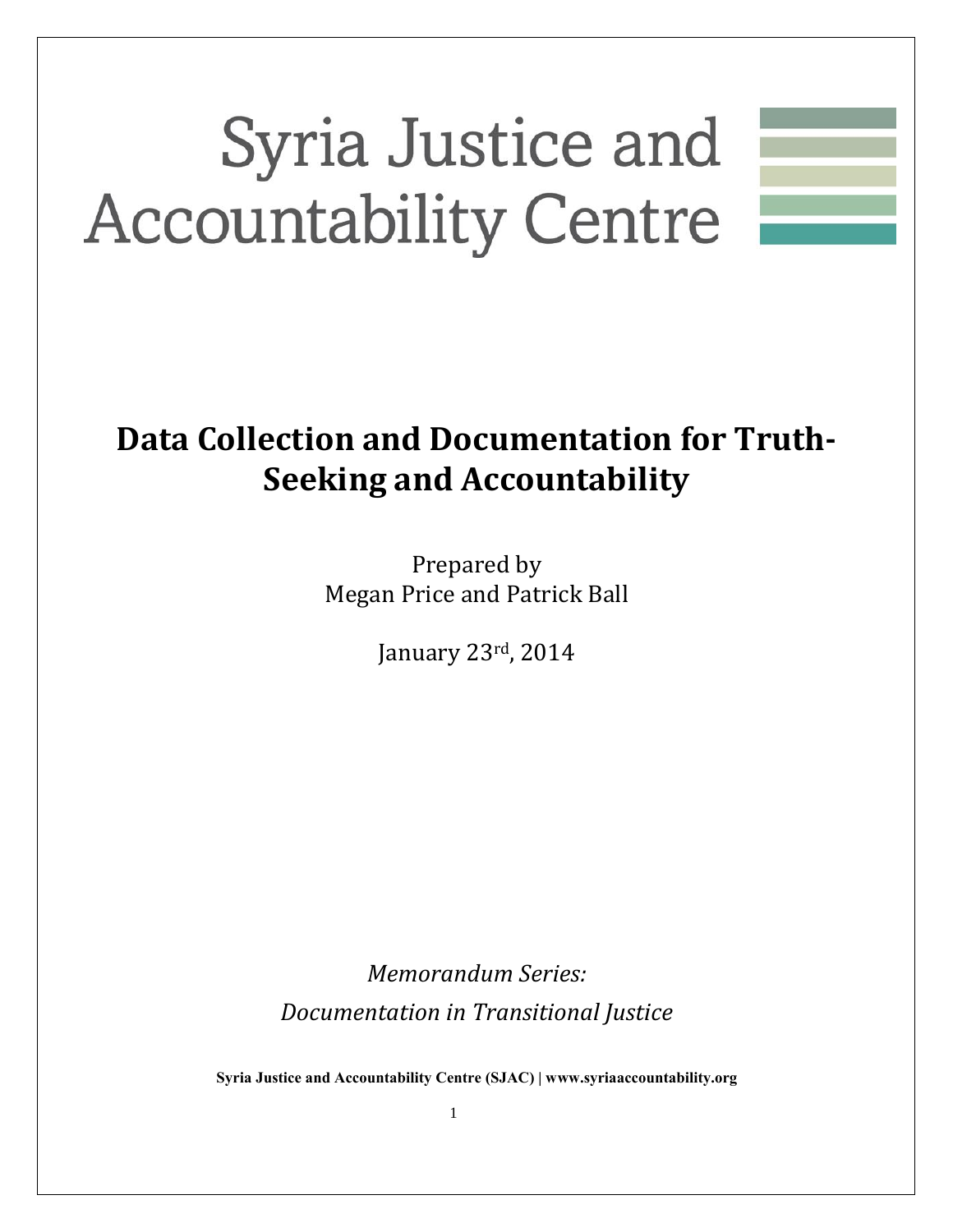# Syria Justice and Accountability Centre

## Data Collection and Documentation for Truth-Seeking and Accountability

Prepared by
Megan Price and Patrick Ball

January 23rd, 2014

*Memorandum Series:*

*Documentation in Transitional Justice*

**Syria Justice and Accountability Centre (SJAC) | www.syriaaccountability.org**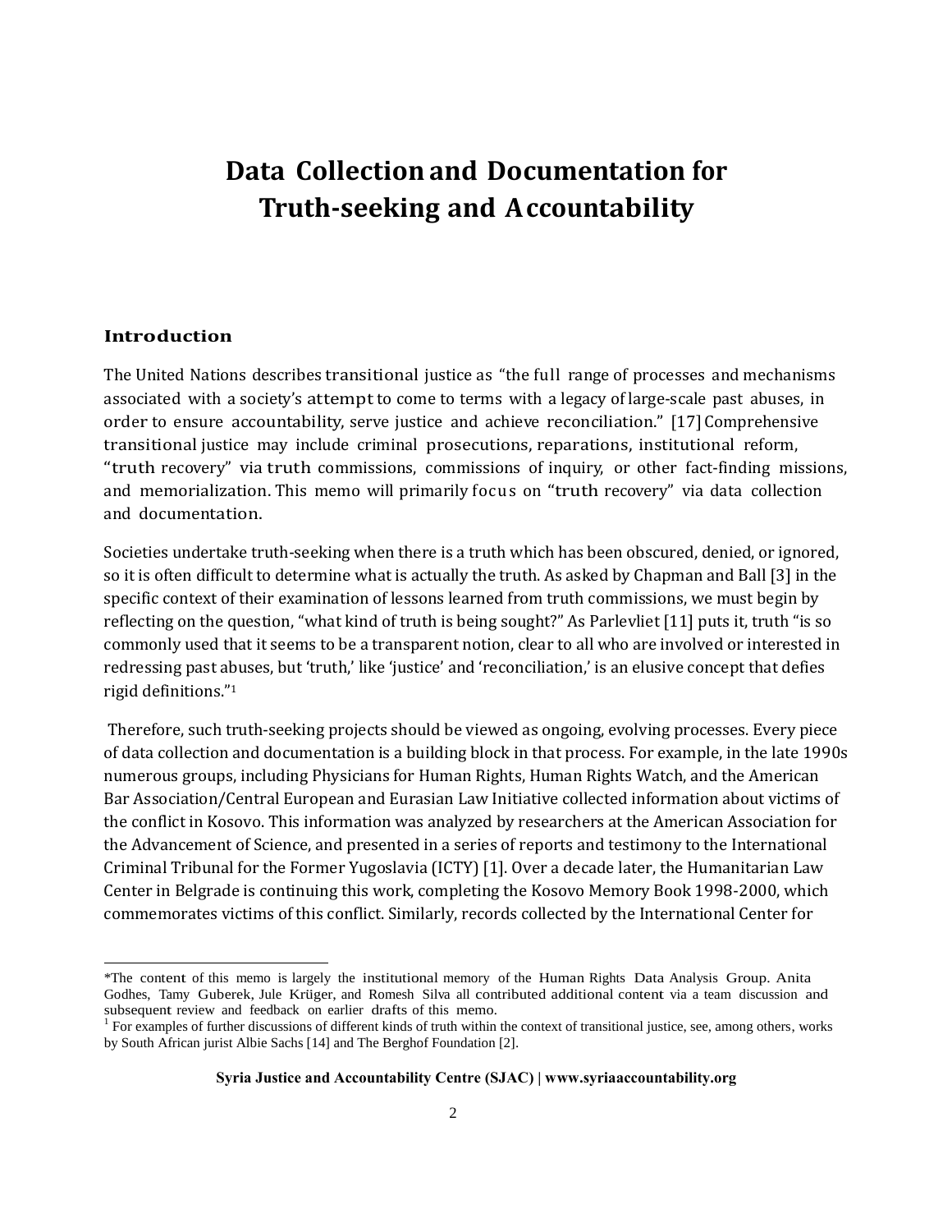# Data Collection and Documentation for Truth-seeking and Accountability

## Introduction

The United Nations describes transitional justice as "the full range of processes and mechanisms associated with a society's attempt to come to terms with a legacy of large-scale past abuses, in order to ensure accountability, serve justice and achieve reconciliation." [17] Comprehensive transitional justice may include criminal prosecutions, reparations, institutional reform, "truth recovery" via truth commissions, commissions of inquiry, or other fact-finding missions, and memorialization. This memo will primarily focus on "truth recovery" via data collection and documentation.

Societies undertake truth-seeking when there is a truth which has been obscured, denied, or ignored, so it is often difficult to determine what is actually the truth. As asked by Chapman and Ball [3] in the specific context of their examination of lessons learned from truth commissions, we must begin by reflecting on the question, "what kind of truth is being sought?" As Parlevliet [11] puts it, truth "is so commonly used that it seems to be a transparent notion, clear to all who are involved or interested in redressing past abuses, but 'truth,' like 'justice' and 'reconciliation,' is an elusive concept that defies rigid definitions."[1]

Therefore, such truth-seeking projects should be viewed as ongoing, evolving processes. Every piece of data collection and documentation is a building block in that process. For example, in the late 1990s numerous groups, including Physicians for Human Rights, Human Rights Watch, and the American Bar Association/Central European and Eurasian Law Initiative collected information about victims of the conflict in Kosovo. This information was analyzed by researchers at the American Association for the Advancement of Science, and presented in a series of reports and testimony to the International Criminal Tribunal for the Former Yugoslavia (ICTY) [1]. Over a decade later, the Humanitarian Law Center in Belgrade is continuing this work, completing the Kosovo Memory Book 1998-2000, which commemorates victims of this conflict. Similarly, records collected by the International Center for

---

*The content of this memo is largely the institutional memory of the Human Rights Data Analysis Group. Anita Godhes, Tamy Guberek, Jule Krüger, and Romesh Silva all contributed additional content via a team discussion and subsequent review and feedback on earlier drafts of this memo.

[1] For examples of further discussions of different kinds of truth within the context of transitional justice, see, among others, works by South African jurist Albie Sachs [14] and The Berghof Foundation [2].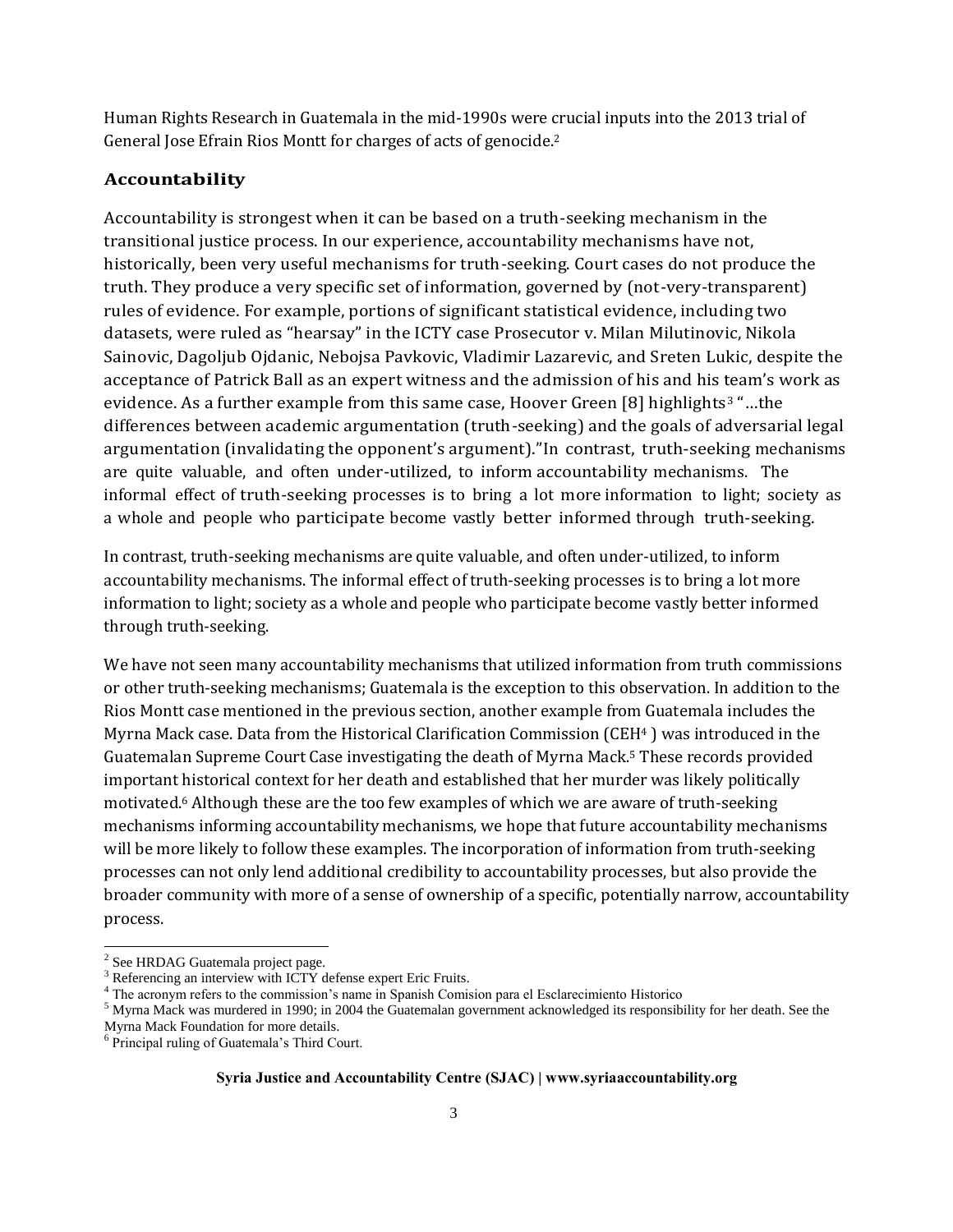Human Rights Research in Guatemala in the mid-1990s were crucial inputs into the 2013 trial of General Jose Efrain Rios Montt for charges of acts of genocide.[2]

### Accountability

Accountability is strongest when it can be based on a truth-seeking mechanism in the transitional justice process. In our experience, accountability mechanisms have not, historically, been very useful mechanisms for truth-seeking. Court cases do not produce the truth. They produce a very specific set of information, governed by (not-very-transparent) rules of evidence. For example, portions of significant statistical evidence, including two datasets, were ruled as "hearsay" in the ICTY case Prosecutor v. Milan Milutinovic, Nikola Sainovic, Dagoljub Ojdanic, Nebojsa Pavkovic, Vladimir Lazarevic, and Sreten Lukic, despite the acceptance of Patrick Ball as an expert witness and the admission of his and his team's work as evidence. As a further example from this same case, Hoover Green [8] highlights[3] "…the differences between academic argumentation (truth-seeking) and the goals of adversarial legal argumentation (invalidating the opponent's argument)."In contrast, truth-seeking mechanisms are quite valuable, and often under-utilized, to inform accountability mechanisms. The informal effect of truth-seeking processes is to bring a lot more information to light; society as a whole and people who participate become vastly better informed through truth-seeking.

In contrast, truth-seeking mechanisms are quite valuable, and often under-utilized, to inform accountability mechanisms. The informal effect of truth-seeking processes is to bring a lot more information to light; society as a whole and people who participate become vastly better informed through truth-seeking.

We have not seen many accountability mechanisms that utilized information from truth commissions or other truth-seeking mechanisms; Guatemala is the exception to this observation. In addition to the Rios Montt case mentioned in the previous section, another example from Guatemala includes the Myrna Mack case. Data from the Historical Clarification Commission (CEH[4] ) was introduced in the Guatemalan Supreme Court Case investigating the death of Myrna Mack.[5] These records provided important historical context for her death and established that her murder was likely politically motivated.[6] Although these are the too few examples of which we are aware of truth-seeking mechanisms informing accountability mechanisms, we hope that future accountability mechanisms will be more likely to follow these examples. The incorporation of information from truth-seeking processes can not only lend additional credibility to accountability processes, but also provide the broader community with more of a sense of ownership of a specific, potentially narrow, accountability process.

---

[2] See HRDAG Guatemala project page.

[3] Referencing an interview with ICTY defense expert Eric Fruits.

[4] The acronym refers to the commission's name in Spanish Comision para el Esclarecimiento Historico

[5] Myrna Mack was murdered in 1990; in 2004 the Guatemalan government acknowledged its responsibility for her death. See the Myrna Mack Foundation for more details.

[6] Principal ruling of Guatemala's Third Court.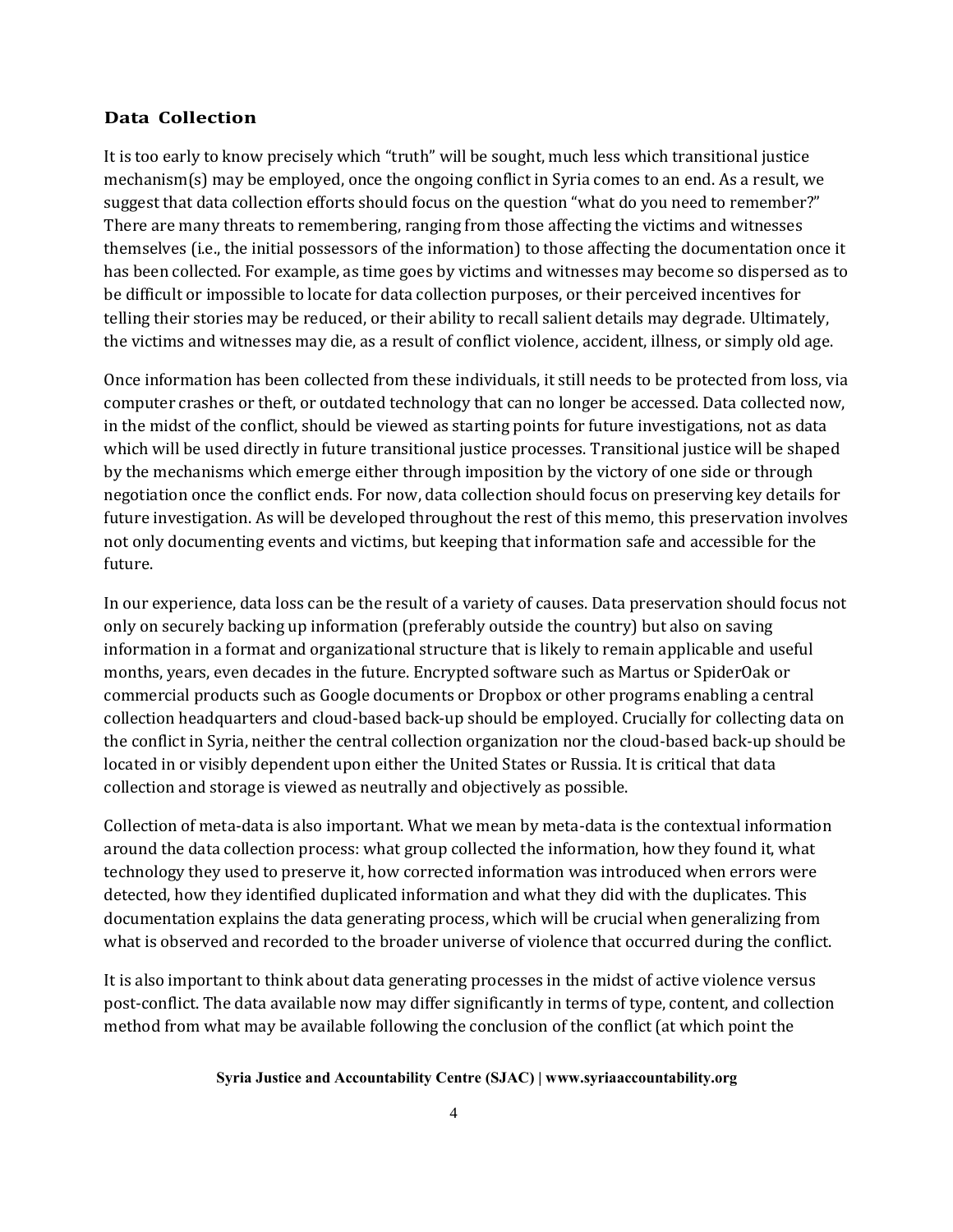## Data Collection

It is too early to know precisely which "truth" will be sought, much less which transitional justice mechanism(s) may be employed, once the ongoing conflict in Syria comes to an end. As a result, we suggest that data collection efforts should focus on the question "what do you need to remember?" There are many threats to remembering, ranging from those affecting the victims and witnesses themselves (i.e., the initial possessors of the information) to those affecting the documentation once it has been collected. For example, as time goes by victims and witnesses may become so dispersed as to be difficult or impossible to locate for data collection purposes, or their perceived incentives for telling their stories may be reduced, or their ability to recall salient details may degrade. Ultimately, the victims and witnesses may die, as a result of conflict violence, accident, illness, or simply old age.

Once information has been collected from these individuals, it still needs to be protected from loss, via computer crashes or theft, or outdated technology that can no longer be accessed. Data collected now, in the midst of the conflict, should be viewed as starting points for future investigations, not as data which will be used directly in future transitional justice processes. Transitional justice will be shaped by the mechanisms which emerge either through imposition by the victory of one side or through negotiation once the conflict ends. For now, data collection should focus on preserving key details for future investigation. As will be developed throughout the rest of this memo, this preservation involves not only documenting events and victims, but keeping that information safe and accessible for the future.

In our experience, data loss can be the result of a variety of causes. Data preservation should focus not only on securely backing up information (preferably outside the country) but also on saving information in a format and organizational structure that is likely to remain applicable and useful months, years, even decades in the future. Encrypted software such as Martus or SpiderOak or commercial products such as Google documents or Dropbox or other programs enabling a central collection headquarters and cloud-based back-up should be employed. Crucially for collecting data on the conflict in Syria, neither the central collection organization nor the cloud-based back-up should be located in or visibly dependent upon either the United States or Russia. It is critical that data collection and storage is viewed as neutrally and objectively as possible.

Collection of meta-data is also important. What we mean by meta-data is the contextual information around the data collection process: what group collected the information, how they found it, what technology they used to preserve it, how corrected information was introduced when errors were detected, how they identified duplicated information and what they did with the duplicates. This documentation explains the data generating process, which will be crucial when generalizing from what is observed and recorded to the broader universe of violence that occurred during the conflict.

It is also important to think about data generating processes in the midst of active violence versus post-conflict. The data available now may differ significantly in terms of type, content, and collection method from what may be available following the conclusion of the conflict (at which point the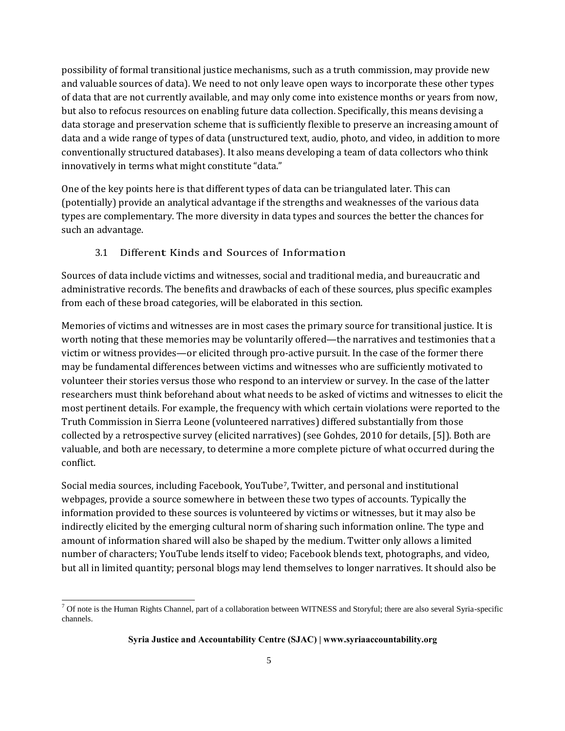possibility of formal transitional justice mechanisms, such as a truth commission, may provide new and valuable sources of data). We need to not only leave open ways to incorporate these other types of data that are not currently available, and may only come into existence months or years from now, but also to refocus resources on enabling future data collection. Specifically, this means devising a data storage and preservation scheme that is sufficiently flexible to preserve an increasing amount of data and a wide range of types of data (unstructured text, audio, photo, and video, in addition to more conventionally structured databases). It also means developing a team of data collectors who think innovatively in terms what might constitute "data."

One of the key points here is that different types of data can be triangulated later. This can (potentially) provide an analytical advantage if the strengths and weaknesses of the various data types are complementary. The more diversity in data types and sources the better the chances for such an advantage.

### 3.1 Different Kinds and Sources of Information

Sources of data include victims and witnesses, social and traditional media, and bureaucratic and administrative records. The benefits and drawbacks of each of these sources, plus specific examples from each of these broad categories, will be elaborated in this section.

Memories of victims and witnesses are in most cases the primary source for transitional justice. It is worth noting that these memories may be voluntarily offered—the narratives and testimonies that a victim or witness provides—or elicited through pro-active pursuit. In the case of the former there may be fundamental differences between victims and witnesses who are sufficiently motivated to volunteer their stories versus those who respond to an interview or survey. In the case of the latter researchers must think beforehand about what needs to be asked of victims and witnesses to elicit the most pertinent details. For example, the frequency with which certain violations were reported to the Truth Commission in Sierra Leone (volunteered narratives) differed substantially from those collected by a retrospective survey (elicited narratives) (see Gohdes, 2010 for details, [5]). Both are valuable, and both are necessary, to determine a more complete picture of what occurred during the conflict.

Social media sources, including Facebook, YouTube[7], Twitter, and personal and institutional webpages, provide a source somewhere in between these two types of accounts. Typically the information provided to these sources is volunteered by victims or witnesses, but it may also be indirectly elicited by the emerging cultural norm of sharing such information online. The type and amount of information shared will also be shaped by the medium. Twitter only allows a limited number of characters; YouTube lends itself to video; Facebook blends text, photographs, and video, but all in limited quantity; personal blogs may lend themselves to longer narratives. It should also be

[7] Of note is the Human Rights Channel, part of a collaboration between WITNESS and Storyful; there are also several Syria-specific channels.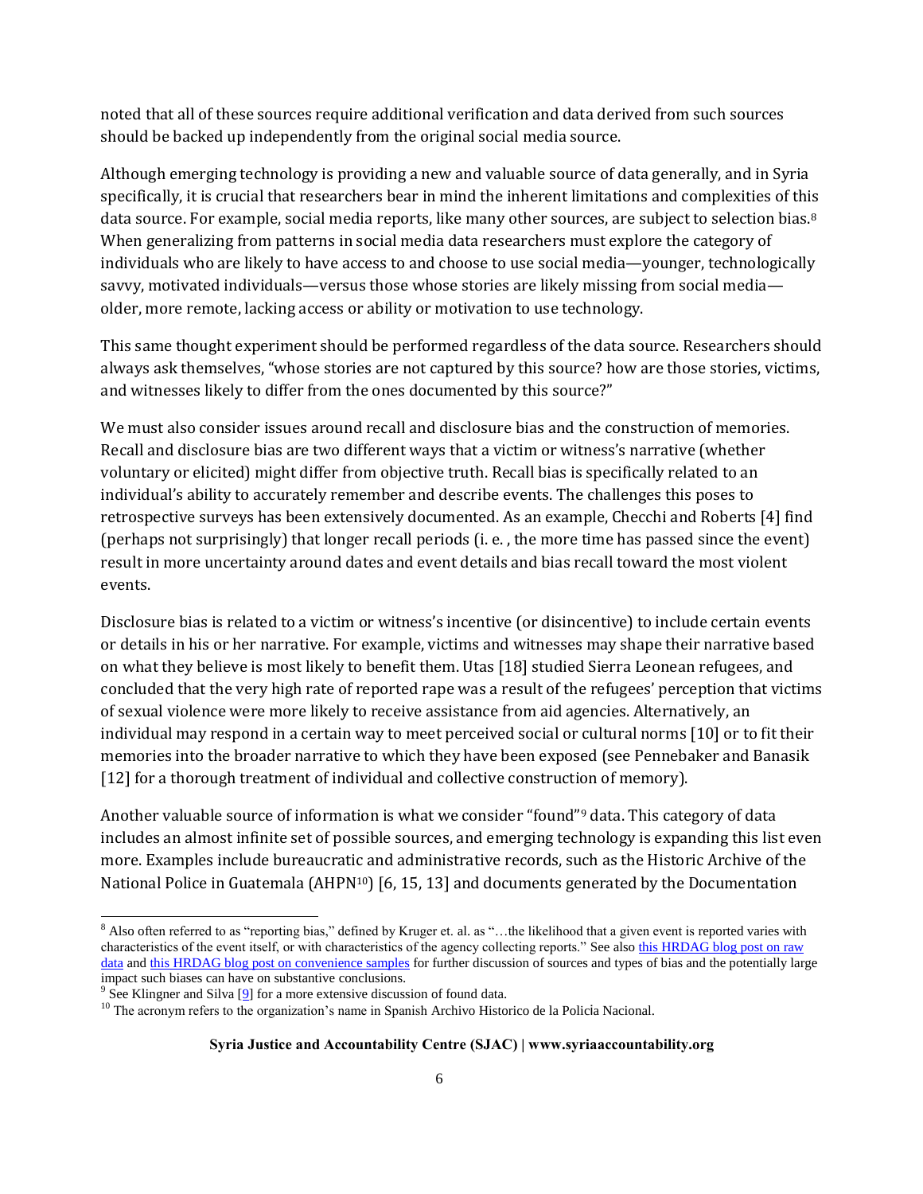noted that all of these sources require additional verification and data derived from such sources should be backed up independently from the original social media source.

Although emerging technology is providing a new and valuable source of data generally, and in Syria specifically, it is crucial that researchers bear in mind the inherent limitations and complexities of this data source. For example, social media reports, like many other sources, are subject to selection bias.[8] When generalizing from patterns in social media data researchers must explore the category of individuals who are likely to have access to and choose to use social media—younger, technologically savvy, motivated individuals—versus those whose stories are likely missing from social media—older, more remote, lacking access or ability or motivation to use technology.

This same thought experiment should be performed regardless of the data source. Researchers should always ask themselves, "whose stories are not captured by this source? how are those stories, victims, and witnesses likely to differ from the ones documented by this source?"

We must also consider issues around recall and disclosure bias and the construction of memories. Recall and disclosure bias are two different ways that a victim or witness's narrative (whether voluntary or elicited) might differ from objective truth. Recall bias is specifically related to an individual's ability to accurately remember and describe events. The challenges this poses to retrospective surveys has been extensively documented. As an example, Checchi and Roberts [4] find (perhaps not surprisingly) that longer recall periods (i. e. , the more time has passed since the event) result in more uncertainty around dates and event details and bias recall toward the most violent events.

Disclosure bias is related to a victim or witness's incentive (or disincentive) to include certain events or details in his or her narrative. For example, victims and witnesses may shape their narrative based on what they believe is most likely to benefit them. Utas [18] studied Sierra Leonean refugees, and concluded that the very high rate of reported rape was a result of the refugees' perception that victims of sexual violence were more likely to receive assistance from aid agencies. Alternatively, an individual may respond in a certain way to meet perceived social or cultural norms [10] or to fit their memories into the broader narrative to which they have been exposed (see Pennebaker and Banasik [12] for a thorough treatment of individual and collective construction of memory).

Another valuable source of information is what we consider "found"[9] data. This category of data includes an almost infinite set of possible sources, and emerging technology is expanding this list even more. Examples include bureaucratic and administrative records, such as the Historic Archive of the National Police in Guatemala (AHPN[10]) [6, 15, 13] and documents generated by the Documentation

---

[8] Also often referred to as "reporting bias," defined by Kruger et. al. as "…the likelihood that a given event is reported varies with characteristics of the event itself, or with characteristics of the agency collecting reports." See also this HRDAG blog post on raw data and this HRDAG blog post on convenience samples for further discussion of sources and types of bias and the potentially large impact such biases can have on substantive conclusions.

[9] See Klingner and Silva [9] for a more extensive discussion of found data.

[10] The acronym refers to the organization's name in Spanish Archivo Historico de la Policía Nacional.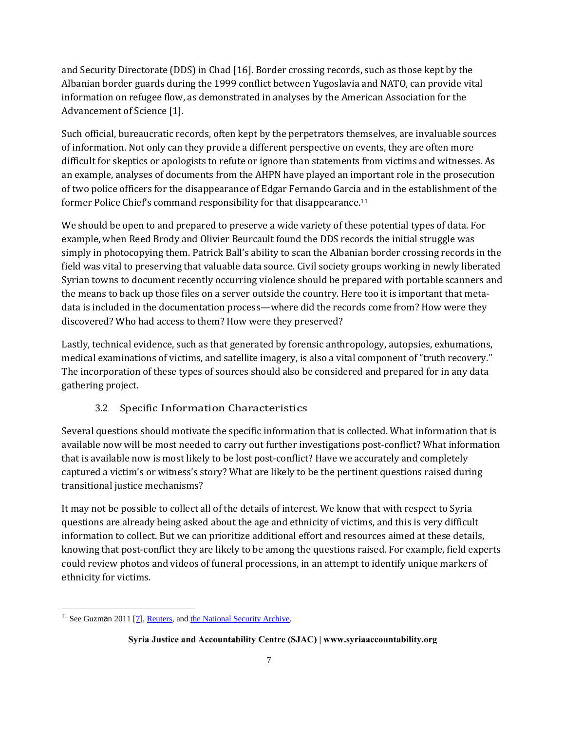and Security Directorate (DDS) in Chad [16]. Border crossing records, such as those kept by the Albanian border guards during the 1999 conflict between Yugoslavia and NATO, can provide vital information on refugee flow, as demonstrated in analyses by the American Association for the Advancement of Science [1].

Such official, bureaucratic records, often kept by the perpetrators themselves, are invaluable sources of information. Not only can they provide a different perspective on events, they are often more difficult for skeptics or apologists to refute or ignore than statements from victims and witnesses. As an example, analyses of documents from the AHPN have played an important role in the prosecution of two police officers for the disappearance of Edgar Fernando Garcia and in the establishment of the former Police Chief's command responsibility for that disappearance.[11]

We should be open to and prepared to preserve a wide variety of these potential types of data. For example, when Reed Brody and Olivier Beurcault found the DDS records the initial struggle was simply in photocopying them. Patrick Ball's ability to scan the Albanian border crossing records in the field was vital to preserving that valuable data source. Civil society groups working in newly liberated Syrian towns to document recently occurring violence should be prepared with portable scanners and the means to back up those files on a server outside the country. Here too it is important that meta-data is included in the documentation process—where did the records come from? How were they discovered? Who had access to them? How were they preserved?

Lastly, technical evidence, such as that generated by forensic anthropology, autopsies, exhumations, medical examinations of victims, and satellite imagery, is also a vital component of "truth recovery." The incorporation of these types of sources should also be considered and prepared for in any data gathering project.

### 3.2 Specific Information Characteristics

Several questions should motivate the specific information that is collected. What information that is available now will be most needed to carry out further investigations post-conflict? What information that is available now is most likely to be lost post-conflict? Have we accurately and completely captured a victim's or witness's story? What are likely to be the pertinent questions raised during transitional justice mechanisms?

It may not be possible to collect all of the details of interest. We know that with respect to Syria questions are already being asked about the age and ethnicity of victims, and this is very difficult information to collect. But we can prioritize additional effort and resources aimed at these details, knowing that post-conflict they are likely to be among the questions raised. For example, field experts could review photos and videos of funeral processions, in an attempt to identify unique markers of ethnicity for victims.

---

[11] See Guzmán 2011 [7], Reuters, and the National Security Archive.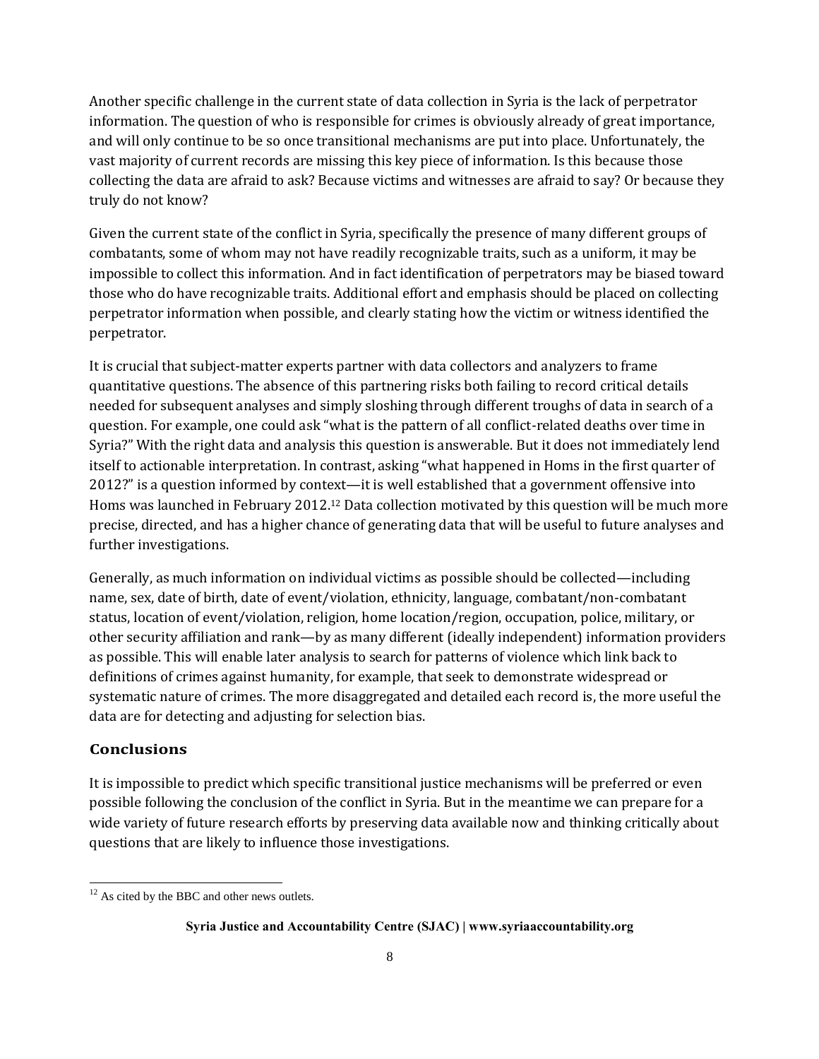Another specific challenge in the current state of data collection in Syria is the lack of perpetrator information. The question of who is responsible for crimes is obviously already of great importance, and will only continue to be so once transitional mechanisms are put into place. Unfortunately, the vast majority of current records are missing this key piece of information. Is this because those collecting the data are afraid to ask? Because victims and witnesses are afraid to say? Or because they truly do not know?

Given the current state of the conflict in Syria, specifically the presence of many different groups of combatants, some of whom may not have readily recognizable traits, such as a uniform, it may be impossible to collect this information. And in fact identification of perpetrators may be biased toward those who do have recognizable traits. Additional effort and emphasis should be placed on collecting perpetrator information when possible, and clearly stating how the victim or witness identified the perpetrator.

It is crucial that subject-matter experts partner with data collectors and analyzers to frame quantitative questions. The absence of this partnering risks both failing to record critical details needed for subsequent analyses and simply sloshing through different troughs of data in search of a question. For example, one could ask "what is the pattern of all conflict-related deaths over time in Syria?" With the right data and analysis this question is answerable. But it does not immediately lend itself to actionable interpretation. In contrast, asking "what happened in Homs in the first quarter of 2012?" is a question informed by context—it is well established that a government offensive into Homs was launched in February 2012.[12] Data collection motivated by this question will be much more precise, directed, and has a higher chance of generating data that will be useful to future analyses and further investigations.

Generally, as much information on individual victims as possible should be collected—including name, sex, date of birth, date of event/violation, ethnicity, language, combatant/non-combatant status, location of event/violation, religion, home location/region, occupation, police, military, or other security affiliation and rank—by as many different (ideally independent) information providers as possible. This will enable later analysis to search for patterns of violence which link back to definitions of crimes against humanity, for example, that seek to demonstrate widespread or systematic nature of crimes. The more disaggregated and detailed each record is, the more useful the data are for detecting and adjusting for selection bias.

## Conclusions

It is impossible to predict which specific transitional justice mechanisms will be preferred or even possible following the conclusion of the conflict in Syria. But in the meantime we can prepare for a wide variety of future research efforts by preserving data available now and thinking critically about questions that are likely to influence those investigations.

---

[12] As cited by the BBC and other news outlets.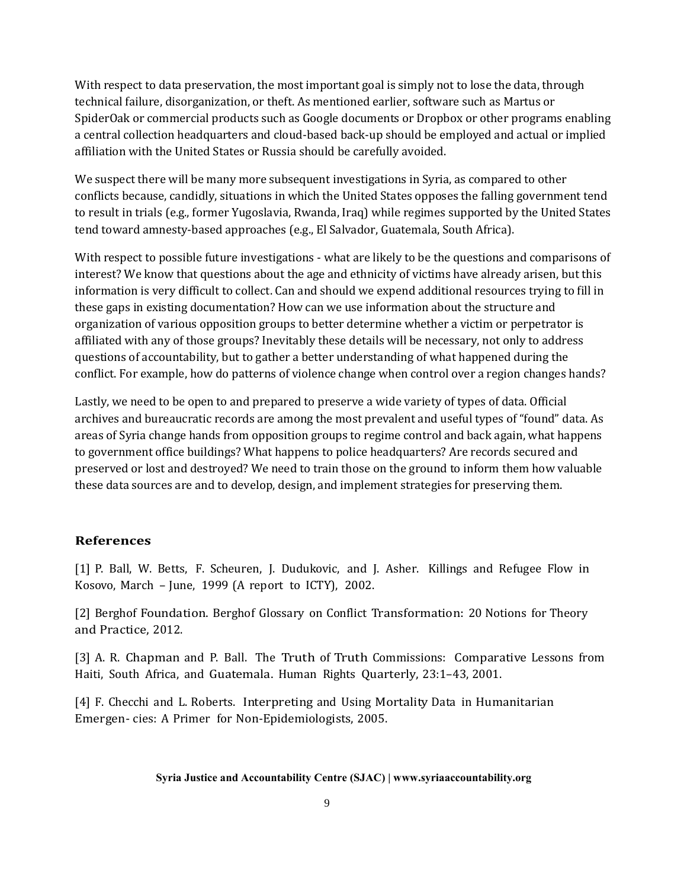With respect to data preservation, the most important goal is simply not to lose the data, through technical failure, disorganization, or theft. As mentioned earlier, software such as Martus or SpiderOak or commercial products such as Google documents or Dropbox or other programs enabling a central collection headquarters and cloud-based back-up should be employed and actual or implied affiliation with the United States or Russia should be carefully avoided.

We suspect there will be many more subsequent investigations in Syria, as compared to other conflicts because, candidly, situations in which the United States opposes the falling government tend to result in trials (e.g., former Yugoslavia, Rwanda, Iraq) while regimes supported by the United States tend toward amnesty-based approaches (e.g., El Salvador, Guatemala, South Africa).

With respect to possible future investigations - what are likely to be the questions and comparisons of interest? We know that questions about the age and ethnicity of victims have already arisen, but this information is very difficult to collect. Can and should we expend additional resources trying to fill in these gaps in existing documentation? How can we use information about the structure and organization of various opposition groups to better determine whether a victim or perpetrator is affiliated with any of those groups? Inevitably these details will be necessary, not only to address questions of accountability, but to gather a better understanding of what happened during the conflict. For example, how do patterns of violence change when control over a region changes hands?

Lastly, we need to be open to and prepared to preserve a wide variety of types of data. Official archives and bureaucratic records are among the most prevalent and useful types of "found" data. As areas of Syria change hands from opposition groups to regime control and back again, what happens to government office buildings? What happens to police headquarters? Are records secured and preserved or lost and destroyed? We need to train those on the ground to inform them how valuable these data sources are and to develop, design, and implement strategies for preserving them.

## References

[1] P. Ball, W. Betts, F. Scheuren, J. Dudukovic, and J. Asher. Killings and Refugee Flow in Kosovo, March – June, 1999 (A report to ICTY), 2002.

[2] Berghof Foundation. Berghof Glossary on Conflict Transformation: 20 Notions for Theory and Practice, 2012.

[3] A. R. Chapman and P. Ball. The Truth of Truth Commissions: Comparative Lessons from Haiti, South Africa, and Guatemala. Human Rights Quarterly, 23:1–43, 2001.

[4] F. Checchi and L. Roberts. Interpreting and Using Mortality Data in Humanitarian Emergen- cies: A Primer for Non-Epidemiologists, 2005.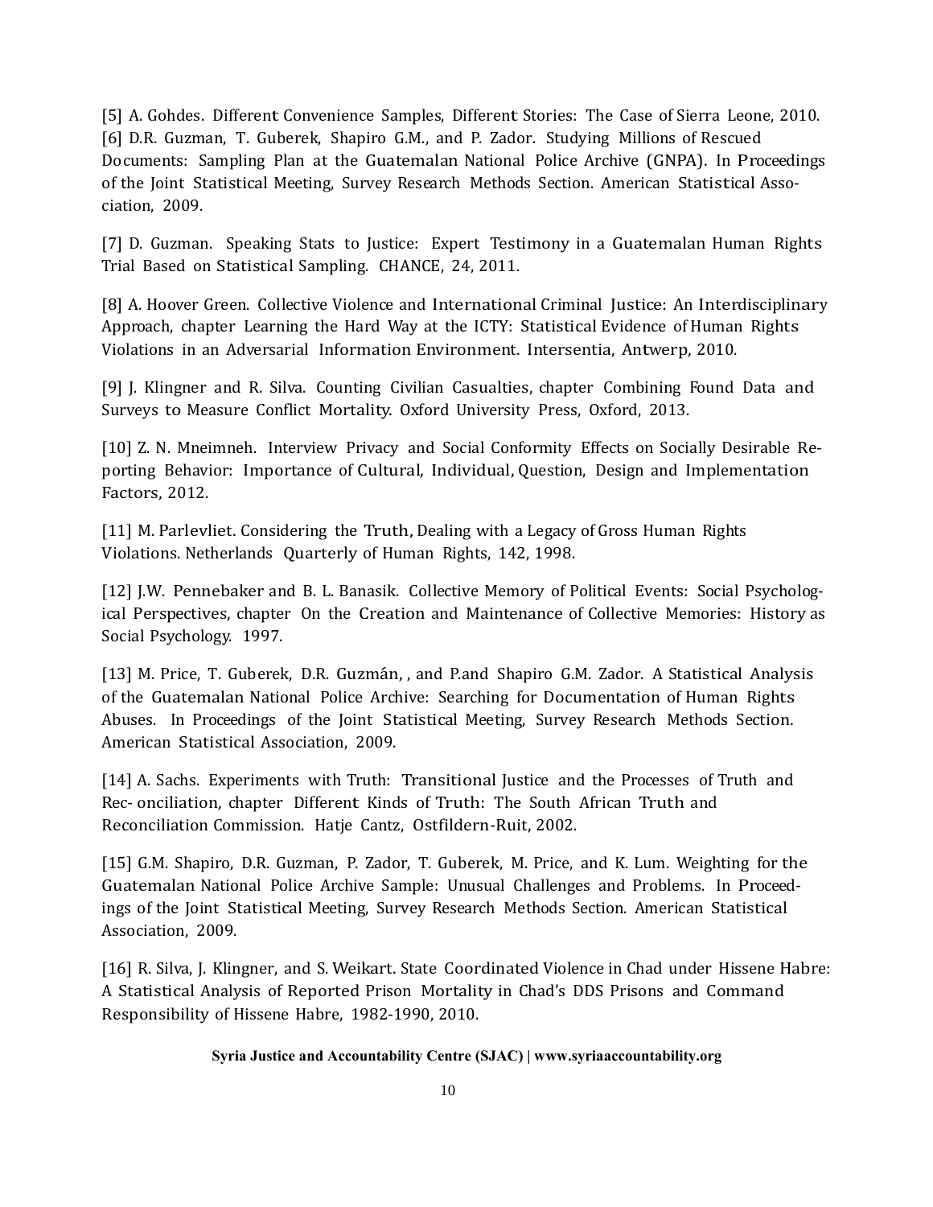[5] A. Gohdes. Different Convenience Samples, Different Stories: The Case of Sierra Leone, 2010.
[6] D.R. Guzman, T. Guberek, Shapiro G.M., and P. Zador. Studying Millions of Rescued Documents: Sampling Plan at the Guatemalan National Police Archive (GNPA). In Proceedings of the Joint Statistical Meeting, Survey Research Methods Section. American Statistical Association, 2009.

[7] D. Guzman. Speaking Stats to Justice: Expert Testimony in a Guatemalan Human Rights Trial Based on Statistical Sampling. CHANCE, 24, 2011.

[8] A. Hoover Green. Collective Violence and International Criminal Justice: An Interdisciplinary Approach, chapter Learning the Hard Way at the ICTY: Statistical Evidence of Human Rights Violations in an Adversarial Information Environment. Intersentia, Antwerp, 2010.

[9] J. Klingner and R. Silva. Counting Civilian Casualties, chapter Combining Found Data and Surveys to Measure Conflict Mortality. Oxford University Press, Oxford, 2013.

[10] Z. N. Mneimneh. Interview Privacy and Social Conformity Effects on Socially Desirable Reporting Behavior: Importance of Cultural, Individual, Question, Design and Implementation Factors, 2012.

[11] M. Parlevliet. Considering the Truth, Dealing with a Legacy of Gross Human Rights Violations. Netherlands Quarterly of Human Rights, 142, 1998.

[12] J.W. Pennebaker and B. L. Banasik. Collective Memory of Political Events: Social Psychological Perspectives, chapter On the Creation and Maintenance of Collective Memories: History as Social Psychology. 1997.

[13] M. Price, T. Guberek, D.R. Guzmán, , and P.and Shapiro G.M. Zador. A Statistical Analysis of the Guatemalan National Police Archive: Searching for Documentation of Human Rights Abuses. In Proceedings of the Joint Statistical Meeting, Survey Research Methods Section. American Statistical Association, 2009.

[14] A. Sachs. Experiments with Truth: Transitional Justice and the Processes of Truth and Rec- onciliation, chapter Different Kinds of Truth: The South African Truth and Reconciliation Commission. Hatje Cantz, Ostfildern-Ruit, 2002.

[15] G.M. Shapiro, D.R. Guzman, P. Zador, T. Guberek, M. Price, and K. Lum. Weighting for the Guatemalan National Police Archive Sample: Unusual Challenges and Problems. In Proceedings of the Joint Statistical Meeting, Survey Research Methods Section. American Statistical Association, 2009.

[16] R. Silva, J. Klingner, and S. Weikart. State Coordinated Violence in Chad under Hissene Habre: A Statistical Analysis of Reported Prison Mortality in Chad's DDS Prisons and Command Responsibility of Hissene Habre, 1982-1990, 2010.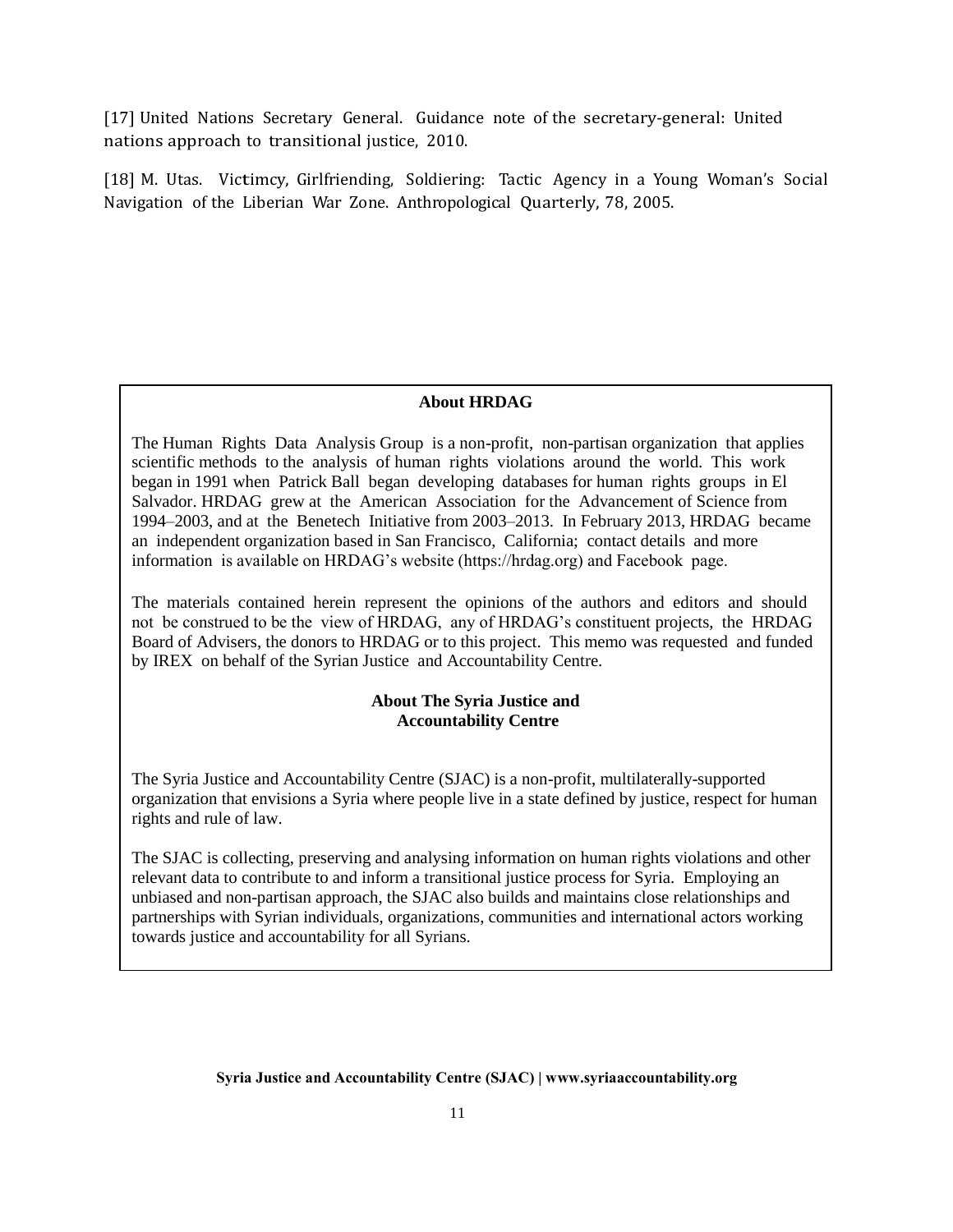[17] United Nations Secretary General. Guidance note of the secretary-general: United nations approach to transitional justice, 2010.

[18] M. Utas. Victimcy, Girlfriending, Soldiering: Tactic Agency in a Young Woman's Social Navigation of the Liberian War Zone. Anthropological Quarterly, 78, 2005.

**About HRDAG**

The Human Rights Data Analysis Group is a non-profit, non-partisan organization that applies scientific methods to the analysis of human rights violations around the world. This work began in 1991 when Patrick Ball began developing databases for human rights groups in El Salvador. HRDAG grew at the American Association for the Advancement of Science from 1994–2003, and at the Benetech Initiative from 2003–2013. In February 2013, HRDAG became an independent organization based in San Francisco, California; contact details and more information is available on HRDAG's website (https://hrdag.org) and Facebook page.

The materials contained herein represent the opinions of the authors and editors and should not be construed to be the view of HRDAG, any of HRDAG's constituent projects, the HRDAG Board of Advisers, the donors to HRDAG or to this project. This memo was requested and funded by IREX on behalf of the Syrian Justice and Accountability Centre.

**About The Syria Justice and Accountability Centre**

The Syria Justice and Accountability Centre (SJAC) is a non-profit, multilaterally-supported organization that envisions a Syria where people live in a state defined by justice, respect for human rights and rule of law.

The SJAC is collecting, preserving and analysing information on human rights violations and other relevant data to contribute to and inform a transitional justice process for Syria. Employing an unbiased and non-partisan approach, the SJAC also builds and maintains close relationships and partnerships with Syrian individuals, organizations, communities and international actors working towards justice and accountability for all Syrians.